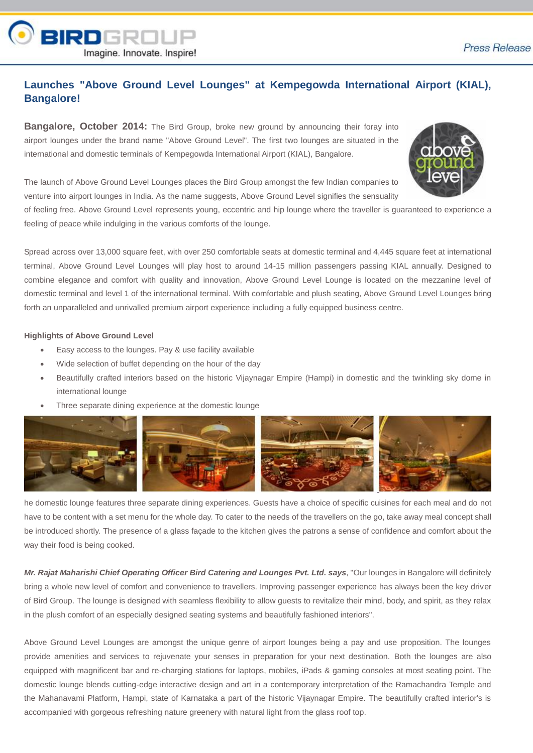BIRDGROUP
Imagine. Innovate. Inspire!

Press Release

## Launches "Above Ground Level Lounges" at Kempegowda International Airport (KIAL), Bangalore!

**Bangalore, October 2014:** The Bird Group, broke new ground by announcing their foray into airport lounges under the brand name "Above Ground Level". The first two lounges are situated in the international and domestic terminals of Kempegowda International Airport (KIAL), Bangalore.

The launch of Above Ground Level Lounges places the Bird Group amongst the few Indian companies to venture into airport lounges in India. As the name suggests, Above Ground Level signifies the sensuality of feeling free. Above Ground Level represents young, eccentric and hip lounge where the traveller is guaranteed to experience a feeling of peace while indulging in the various comforts of the lounge.

Spread across over 13,000 square feet, with over 250 comfortable seats at domestic terminal and 4,445 square feet at international terminal, Above Ground Level Lounges will play host to around 14-15 million passengers passing KIAL annually. Designed to combine elegance and comfort with quality and innovation, Above Ground Level Lounge is located on the mezzanine level of domestic terminal and level 1 of the international terminal. With comfortable and plush seating, Above Ground Level Lounges bring forth an unparalleled and unrivalled premium airport experience including a fully equipped business centre.

**Highlights of Above Ground Level**

- Easy access to the lounges. Pay & use facility available
- Wide selection of buffet depending on the hour of the day
- Beautifully crafted interiors based on the historic Vijaynagar Empire (Hampi) in domestic and the twinkling sky dome in international lounge
- Three separate dining experience at the domestic lounge

he domestic lounge features three separate dining experiences. Guests have a choice of specific cuisines for each meal and do not have to be content with a set menu for the whole day. To cater to the needs of the travellers on the go, take away meal concept shall be introduced shortly. The presence of a glass façade to the kitchen gives the patrons a sense of confidence and comfort about the way their food is being cooked.

***Mr. Rajat Maharishi Chief Operating Officer Bird Catering and Lounges Pvt. Ltd. says***, "Our lounges in Bangalore will definitely bring a whole new level of comfort and convenience to travellers. Improving passenger experience has always been the key driver of Bird Group. The lounge is designed with seamless flexibility to allow guests to revitalize their mind, body, and spirit, as they relax in the plush comfort of an especially designed seating systems and beautifully fashioned interiors".

Above Ground Level Lounges are amongst the unique genre of airport lounges being a pay and use proposition. The lounges provide amenities and services to rejuvenate your senses in preparation for your next destination. Both the lounges are also equipped with magnificent bar and re-charging stations for laptops, mobiles, iPads & gaming consoles at most seating point. The domestic lounge blends cutting-edge interactive design and art in a contemporary interpretation of the Ramachandra Temple and the Mahanavami Platform, Hampi, state of Karnataka a part of the historic Vijaynagar Empire. The beautifully crafted interior's is accompanied with gorgeous refreshing nature greenery with natural light from the glass roof top.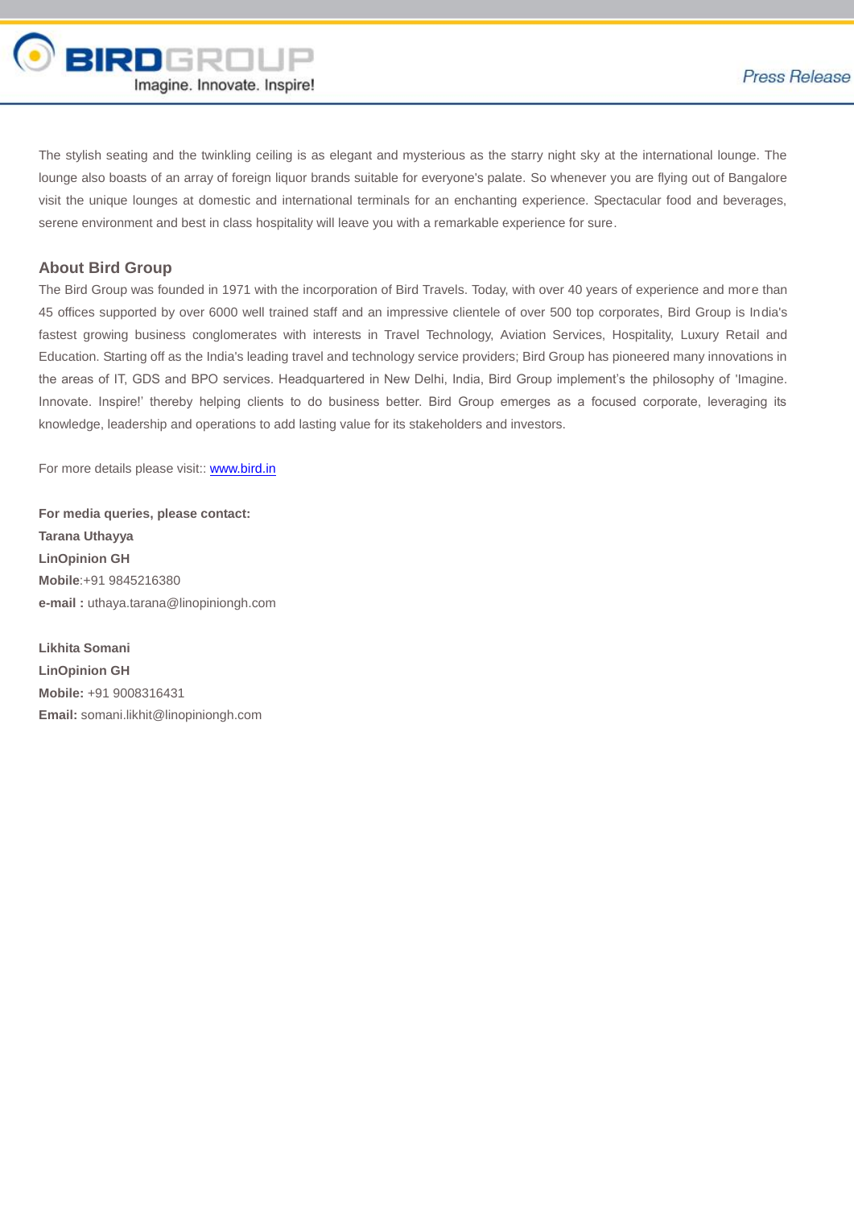The stylish seating and the twinkling ceiling is as elegant and mysterious as the starry night sky at the international lounge. The lounge also boasts of an array of foreign liquor brands suitable for everyone's palate. So whenever you are flying out of Bangalore visit the unique lounges at domestic and international terminals for an enchanting experience. Spectacular food and beverages, serene environment and best in class hospitality will leave you with a remarkable experience for sure.

## About Bird Group

The Bird Group was founded in 1971 with the incorporation of Bird Travels. Today, with over 40 years of experience and more than 45 offices supported by over 6000 well trained staff and an impressive clientele of over 500 top corporates, Bird Group is India's fastest growing business conglomerates with interests in Travel Technology, Aviation Services, Hospitality, Luxury Retail and Education. Starting off as the India's leading travel and technology service providers; Bird Group has pioneered many innovations in the areas of IT, GDS and BPO services. Headquartered in New Delhi, India, Bird Group implement's the philosophy of 'Imagine. Innovate. Inspire!' thereby helping clients to do business better. Bird Group emerges as a focused corporate, leveraging its knowledge, leadership and operations to add lasting value for its stakeholders and investors.

For more details please visit:: [www.bird.in](www.bird.in)

**For media queries, please contact:**
**Tarana Uthayya**
**LinOpinion GH**
**Mobile**:+91 9845216380
**e-mail :** uthaya.tarana@linopiniongh.com

**Likhita Somani**
**LinOpinion GH**
**Mobile:** +91 9008316431
**Email:** somani.likhit@linopiniongh.com